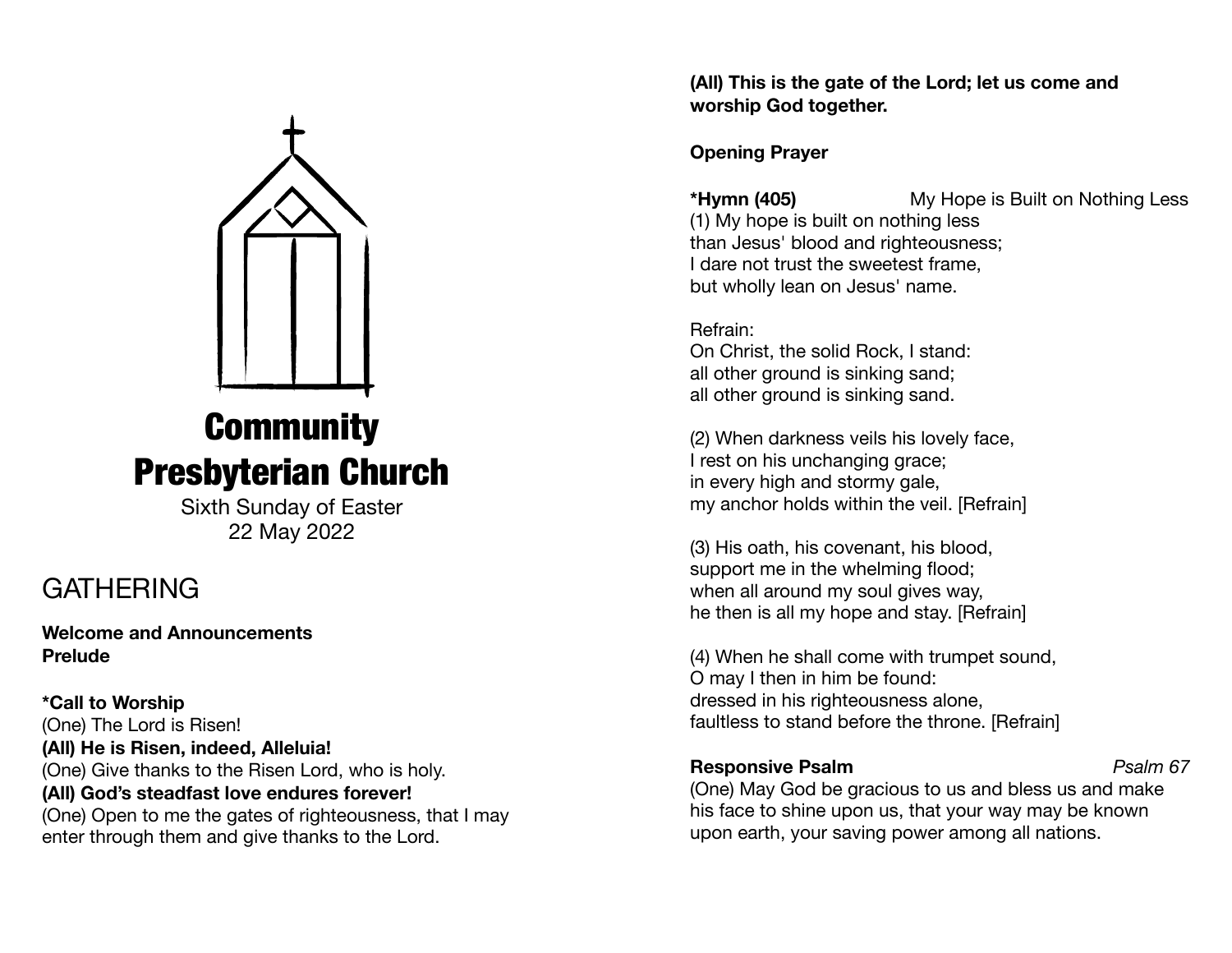# Community Presbyterian Church

Sixth Sunday of Easter
22 May 2022

## GATHERING

**Welcome and Announcements**
**Prelude**

**\*Call to Worship**
(One) The Lord is Risen!
**(All) He is Risen, indeed, Alleluia!**
(One) Give thanks to the Risen Lord, who is holy.
**(All) God's steadfast love endures forever!**
(One) Open to me the gates of righteousness, that I may enter through them and give thanks to the Lord.
**(All) This is the gate of the Lord; let us come and worship God together.**

**Opening Prayer**

**\*Hymn (405)** My Hope is Built on Nothing Less

(1) My hope is built on nothing less
than Jesus' blood and righteousness;
I dare not trust the sweetest frame,
but wholly lean on Jesus' name.

Refrain:
On Christ, the solid Rock, I stand:
all other ground is sinking sand;
all other ground is sinking sand.

(2) When darkness veils his lovely face,
I rest on his unchanging grace;
in every high and stormy gale,
my anchor holds within the veil. [Refrain]

(3) His oath, his covenant, his blood,
support me in the whelming flood;
when all around my soul gives way,
he then is all my hope and stay. [Refrain]

(4) When he shall come with trumpet sound,
O may I then in him be found:
dressed in his righteousness alone,
faultless to stand before the throne. [Refrain]

**Responsive Psalm** *Psalm 67*

(One) May God be gracious to us and bless us and make his face to shine upon us, that your way may be known upon earth, your saving power among all nations.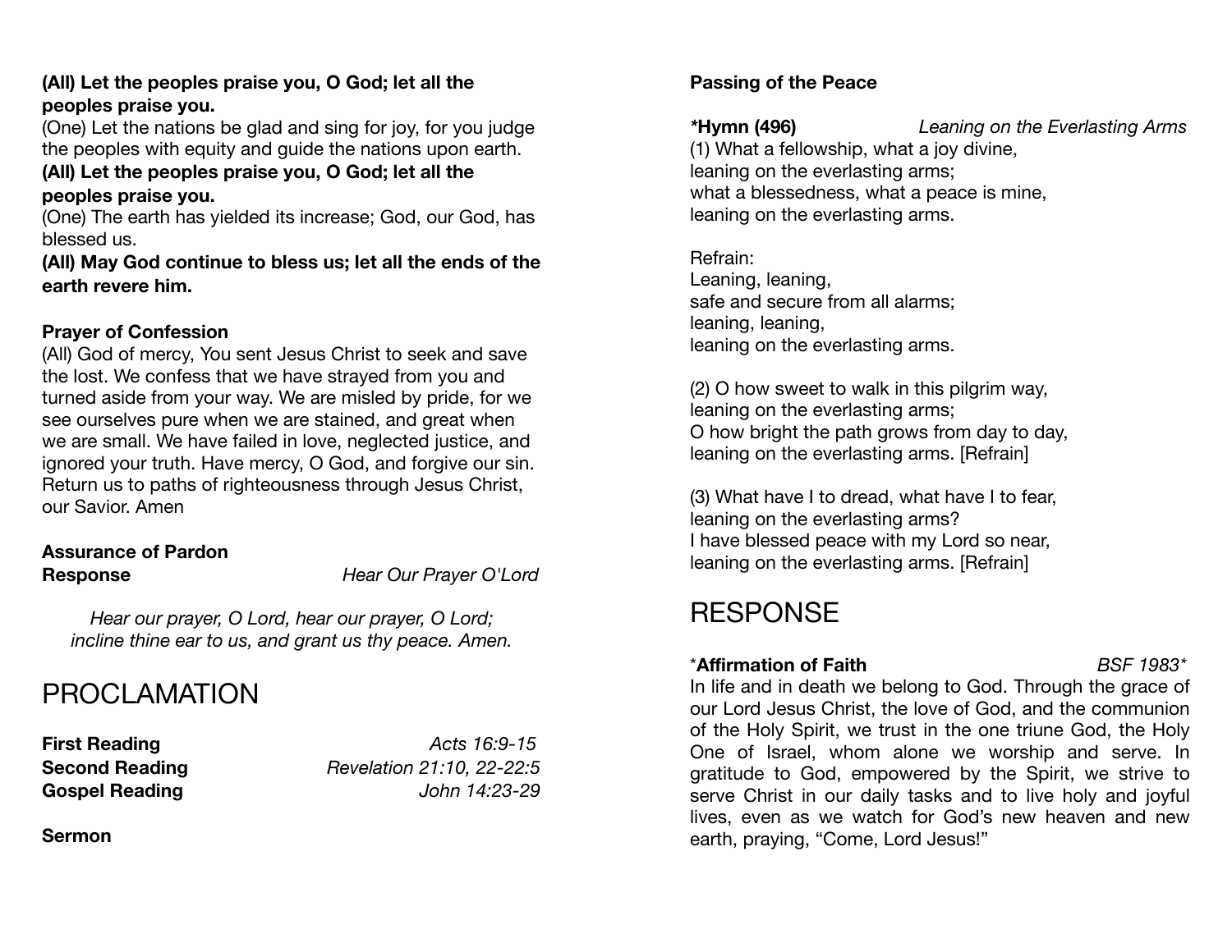**(All) Let the peoples praise you, O God; let all the peoples praise you.**
(One) Let the nations be glad and sing for joy, for you judge the peoples with equity and guide the nations upon earth.
**(All) Let the peoples praise you, O God; let all the peoples praise you.**
(One) The earth has yielded its increase; God, our God, has blessed us.
**(All) May God continue to bless us; let all the ends of the earth revere him.**

**Prayer of Confession**
(All) God of mercy, You sent Jesus Christ to seek and save the lost. We confess that we have strayed from you and turned aside from your way. We are misled by pride, for we see ourselves pure when we are stained, and great when we are small. We have failed in love, neglected justice, and ignored your truth. Have mercy, O God, and forgive our sin. Return us to paths of righteousness through Jesus Christ, our Savior. Amen

**Assurance of Pardon**
**Response** *Hear Our Prayer O'Lord*

*Hear our prayer, O Lord, hear our prayer, O Lord;*
*incline thine ear to us, and grant us thy peace. Amen.*

# PROCLAMATION

**First Reading** *Acts 16:9-15*
**Second Reading** *Revelation 21:10, 22-22:5*
**Gospel Reading** *John 14:23-29*

**Sermon**

**Passing of the Peace**

**\*Hymn (496)** *Leaning on the Everlasting Arms*
(1) What a fellowship, what a joy divine,
leaning on the everlasting arms;
what a blessedness, what a peace is mine,
leaning on the everlasting arms.

Refrain:
Leaning, leaning,
safe and secure from all alarms;
leaning, leaning,
leaning on the everlasting arms.

(2) O how sweet to walk in this pilgrim way,
leaning on the everlasting arms;
O how bright the path grows from day to day,
leaning on the everlasting arms. [Refrain]

(3) What have I to dread, what have I to fear,
leaning on the everlasting arms?
I have blessed peace with my Lord so near,
leaning on the everlasting arms. [Refrain]

# RESPONSE

\***Affirmation of Faith** *BSF 1983\**
In life and in death we belong to God. Through the grace of our Lord Jesus Christ, the love of God, and the communion of the Holy Spirit, we trust in the one triune God, the Holy One of Israel, whom alone we worship and serve. In gratitude to God, empowered by the Spirit, we strive to serve Christ in our daily tasks and to live holy and joyful lives, even as we watch for God's new heaven and new earth, praying, "Come, Lord Jesus!"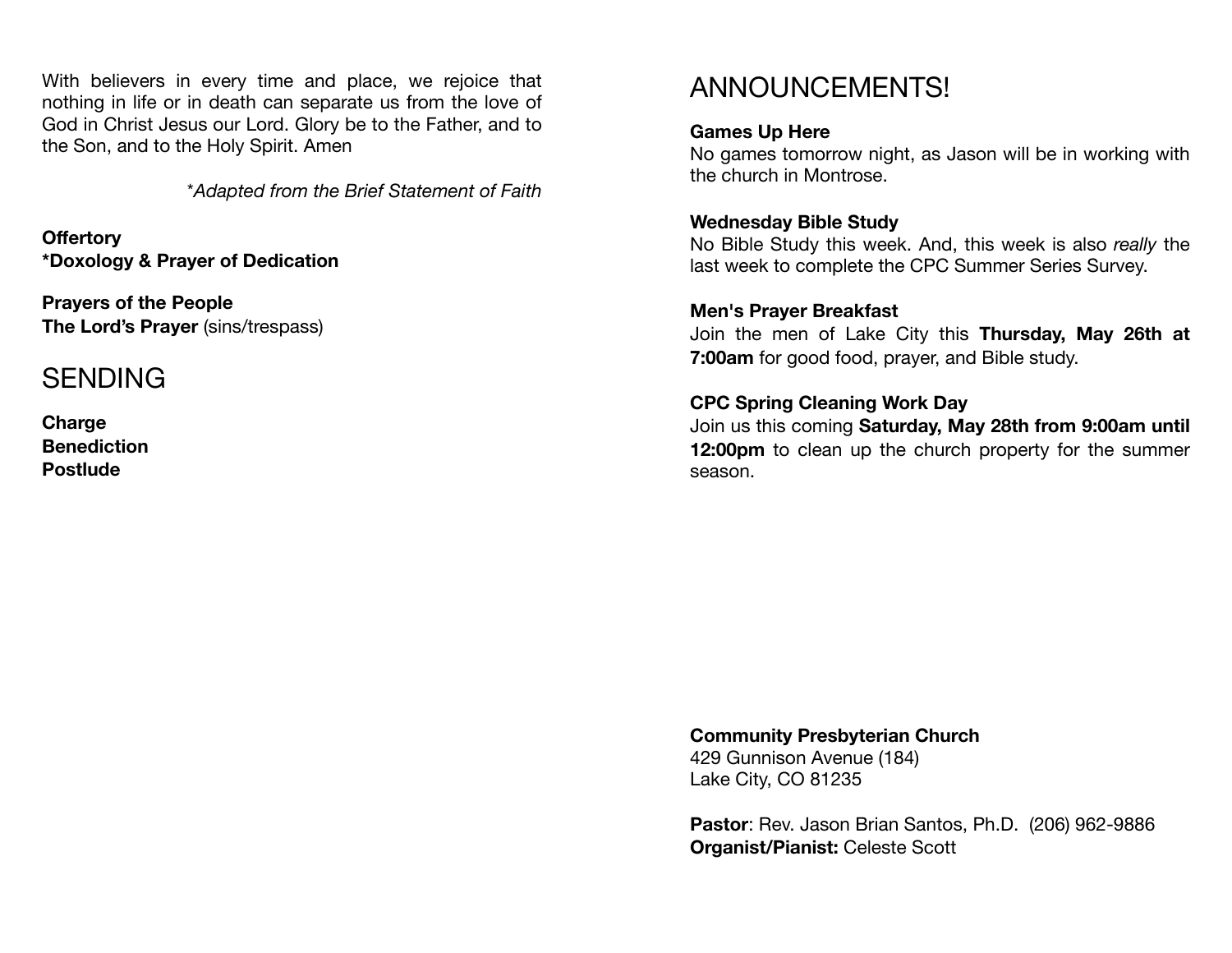With believers in every time and place, we rejoice that nothing in life or in death can separate us from the love of God in Christ Jesus our Lord. Glory be to the Father, and to the Son, and to the Holy Spirit. Amen

*\*Adapted from the Brief Statement of Faith*

**Offertory**
**\*Doxology & Prayer of Dedication**

**Prayers of the People**
**The Lord's Prayer** (sins/trespass)

# SENDING

**Charge**
**Benediction**
**Postlude**

# ANNOUNCEMENTS!

**Games Up Here**
No games tomorrow night, as Jason will be in working with the church in Montrose.

**Wednesday Bible Study**
No Bible Study this week. And, this week is also *really* the last week to complete the CPC Summer Series Survey.

**Men's Prayer Breakfast**
Join the men of Lake City this **Thursday, May 26th at 7:00am** for good food, prayer, and Bible study.

**CPC Spring Cleaning Work Day**
Join us this coming **Saturday, May 28th from 9:00am until 12:00pm** to clean up the church property for the summer season.

**Community Presbyterian Church**
429 Gunnison Avenue (184)
Lake City, CO 81235

**Pastor**: Rev. Jason Brian Santos, Ph.D. (206) 962-9886
**Organist/Pianist:** Celeste Scott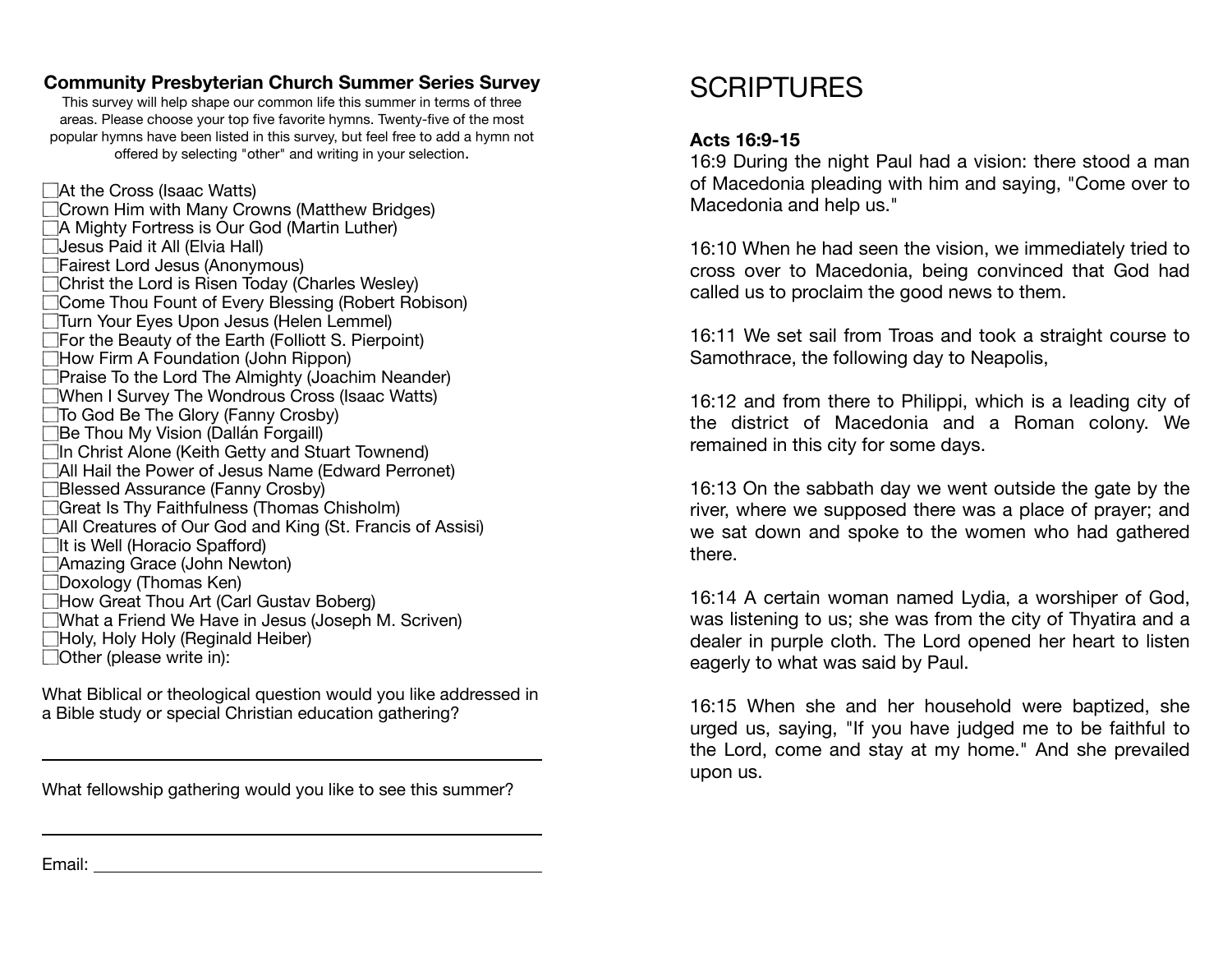**Community Presbyterian Church Summer Series Survey**

This survey will help shape our common life this summer in terms of three areas. Please choose your top five favorite hymns. Twenty-five of the most popular hymns have been listed in this survey, but feel free to add a hymn not offered by selecting "other" and writing in your selection.

- ☐ At the Cross (Isaac Watts)
- ☐ Crown Him with Many Crowns (Matthew Bridges)
- ☐ A Mighty Fortress is Our God (Martin Luther)
- ☐ Jesus Paid it All (Elvia Hall)
- ☐ Fairest Lord Jesus (Anonymous)
- ☐ Christ the Lord is Risen Today (Charles Wesley)
- ☐ Come Thou Fount of Every Blessing (Robert Robison)
- ☐ Turn Your Eyes Upon Jesus (Helen Lemmel)
- ☐ For the Beauty of the Earth (Folliott S. Pierpoint)
- ☐ How Firm A Foundation (John Rippon)
- ☐ Praise To the Lord The Almighty (Joachim Neander)
- ☐ When I Survey The Wondrous Cross (Isaac Watts)
- ☐ To God Be The Glory (Fanny Crosby)
- ☐ Be Thou My Vision (Dallán Forgaill)
- ☐ In Christ Alone (Keith Getty and Stuart Townend)
- ☐ All Hail the Power of Jesus Name (Edward Perronet)
- ☐ Blessed Assurance (Fanny Crosby)
- ☐ Great Is Thy Faithfulness (Thomas Chisholm)
- ☐ All Creatures of Our God and King (St. Francis of Assisi)
- ☐ It is Well (Horacio Spafford)
- ☐ Amazing Grace (John Newton)
- ☐ Doxology (Thomas Ken)
- ☐ How Great Thou Art (Carl Gustav Boberg)
- ☐ What a Friend We Have in Jesus (Joseph M. Scriven)
- ☐ Holy, Holy Holy (Reginald Heiber)
- ☐ Other (please write in):

What Biblical or theological question would you like addressed in a Bible study or special Christian education gathering?

______________________________________________

What fellowship gathering would you like to see this summer?

______________________________________________

Email: ________________________________________

# SCRIPTURES

**Acts 16:9-15**

16:9 During the night Paul had a vision: there stood a man of Macedonia pleading with him and saying, "Come over to Macedonia and help us."

16:10 When he had seen the vision, we immediately tried to cross over to Macedonia, being convinced that God had called us to proclaim the good news to them.

16:11 We set sail from Troas and took a straight course to Samothrace, the following day to Neapolis,

16:12 and from there to Philippi, which is a leading city of the district of Macedonia and a Roman colony. We remained in this city for some days.

16:13 On the sabbath day we went outside the gate by the river, where we supposed there was a place of prayer; and we sat down and spoke to the women who had gathered there.

16:14 A certain woman named Lydia, a worshiper of God, was listening to us; she was from the city of Thyatira and a dealer in purple cloth. The Lord opened her heart to listen eagerly to what was said by Paul.

16:15 When she and her household were baptized, she urged us, saying, "If you have judged me to be faithful to the Lord, come and stay at my home." And she prevailed upon us.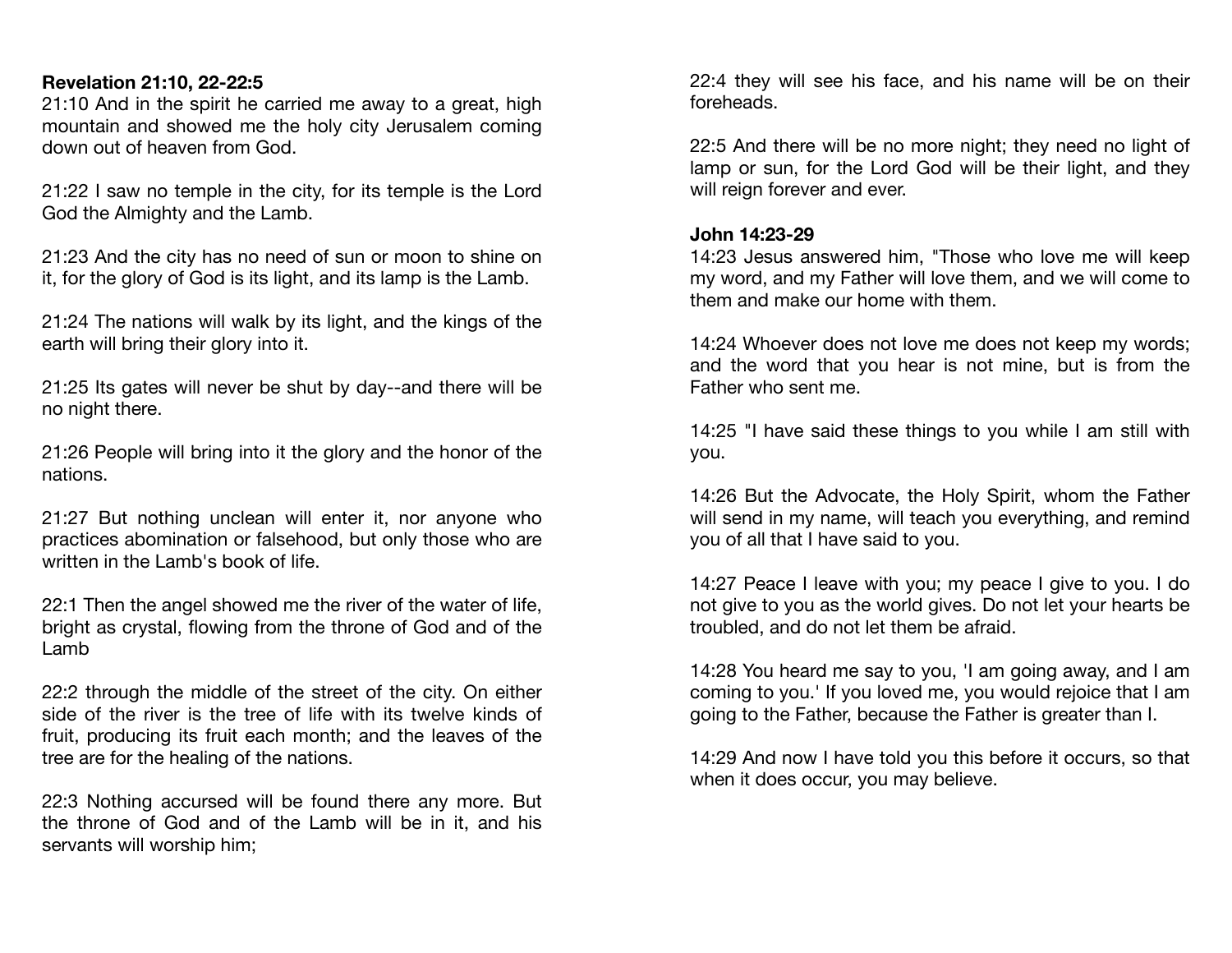**Revelation 21:10, 22-22:5**

21:10 And in the spirit he carried me away to a great, high mountain and showed me the holy city Jerusalem coming down out of heaven from God.

21:22 I saw no temple in the city, for its temple is the Lord God the Almighty and the Lamb.

21:23 And the city has no need of sun or moon to shine on it, for the glory of God is its light, and its lamp is the Lamb.

21:24 The nations will walk by its light, and the kings of the earth will bring their glory into it.

21:25 Its gates will never be shut by day--and there will be no night there.

21:26 People will bring into it the glory and the honor of the nations.

21:27 But nothing unclean will enter it, nor anyone who practices abomination or falsehood, but only those who are written in the Lamb's book of life.

22:1 Then the angel showed me the river of the water of life, bright as crystal, flowing from the throne of God and of the Lamb

22:2 through the middle of the street of the city. On either side of the river is the tree of life with its twelve kinds of fruit, producing its fruit each month; and the leaves of the tree are for the healing of the nations.

22:3 Nothing accursed will be found there any more. But the throne of God and of the Lamb will be in it, and his servants will worship him;

22:4 they will see his face, and his name will be on their foreheads.

22:5 And there will be no more night; they need no light of lamp or sun, for the Lord God will be their light, and they will reign forever and ever.

**John 14:23-29**

14:23 Jesus answered him, "Those who love me will keep my word, and my Father will love them, and we will come to them and make our home with them.

14:24 Whoever does not love me does not keep my words; and the word that you hear is not mine, but is from the Father who sent me.

14:25 "I have said these things to you while I am still with you.

14:26 But the Advocate, the Holy Spirit, whom the Father will send in my name, will teach you everything, and remind you of all that I have said to you.

14:27 Peace I leave with you; my peace I give to you. I do not give to you as the world gives. Do not let your hearts be troubled, and do not let them be afraid.

14:28 You heard me say to you, 'I am going away, and I am coming to you.' If you loved me, you would rejoice that I am going to the Father, because the Father is greater than I.

14:29 And now I have told you this before it occurs, so that when it does occur, you may believe.